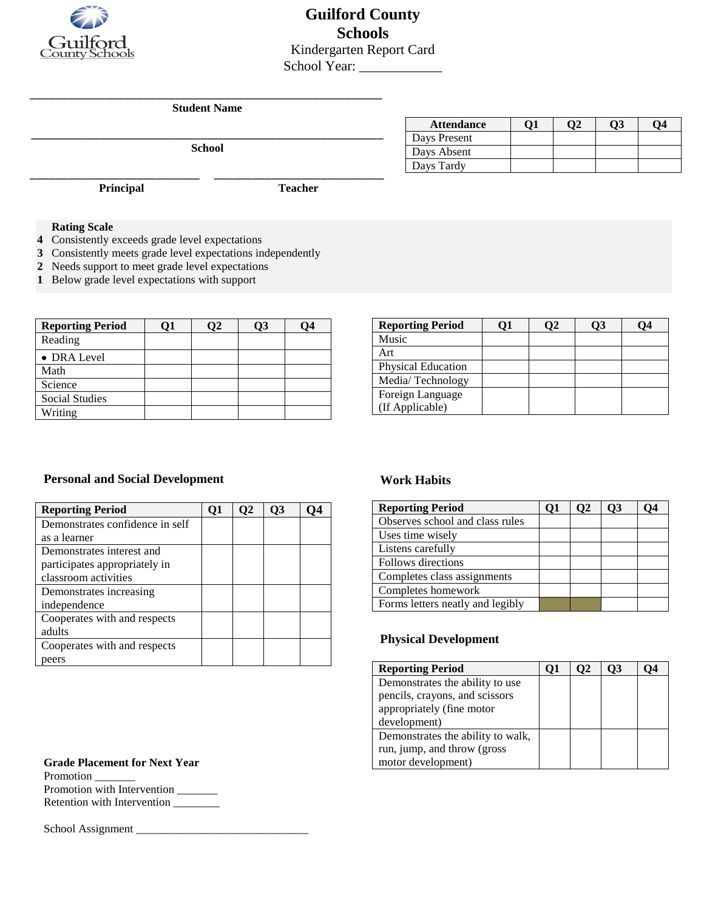# Guilford County Schools

Kindergarten Report Card

School Year: ____________

______________________________________________________

**Student Name**

______________________________________________________

**School**

__________________________ __________________________

**Principal** **Teacher**

| Attendance | Q1 | Q2 | Q3 | Q4 |
|---|---|---|---|---|
| Days Present | | | | |
| Days Absent | | | | |
| Days Tardy | | | | |

**Rating Scale**

**4** Consistently exceeds grade level expectations
**3** Consistently meets grade level expectations independently
**2** Needs support to meet grade level expectations
**1** Below grade level expectations with support

| Reporting Period | Q1 | Q2 | Q3 | Q4 |
|---|---|---|---|---|
| Reading | | | | |
| • DRA Level | | | | |
| Math | | | | |
| Science | | | | |
| Social Studies | | | | |
| Writing | | | | |

| Reporting Period | Q1 | Q2 | Q3 | Q4 |
|---|---|---|---|---|
| Music | | | | |
| Art | | | | |
| Physical Education | | | | |
| Media/ Technology | | | | |
| Foreign Language (If Applicable) | | | | |

### Personal and Social Development

| Reporting Period | Q1 | Q2 | Q3 | Q4 |
|---|---|---|---|---|
| Demonstrates confidence in self as a learner | | | | |
| Demonstrates interest and participates appropriately in classroom activities | | | | |
| Demonstrates increasing independence | | | | |
| Cooperates with and respects adults | | | | |
| Cooperates with and respects peers | | | | |

### Work Habits

| Reporting Period | Q1 | Q2 | Q3 | Q4 |
|---|---|---|---|---|
| Observes school and class rules | | | | |
| Uses time wisely | | | | |
| Listens carefully | | | | |
| Follows directions | | | | |
| Completes class assignments | | | | |
| Completes homework | | | | |
| Forms letters neatly and legibly | | | | |

### Physical Development

| Reporting Period | Q1 | Q2 | Q3 | Q4 |
|---|---|---|---|---|
| Demonstrates the ability to use pencils, crayons, and scissors appropriately (fine motor development) | | | | |
| Demonstrates the ability to walk, run, jump, and throw (gross motor development) | | | | |

**Grade Placement for Next Year**

Promotion _______
Promotion with Intervention _______
Retention with Intervention ________

School Assignment ______________________________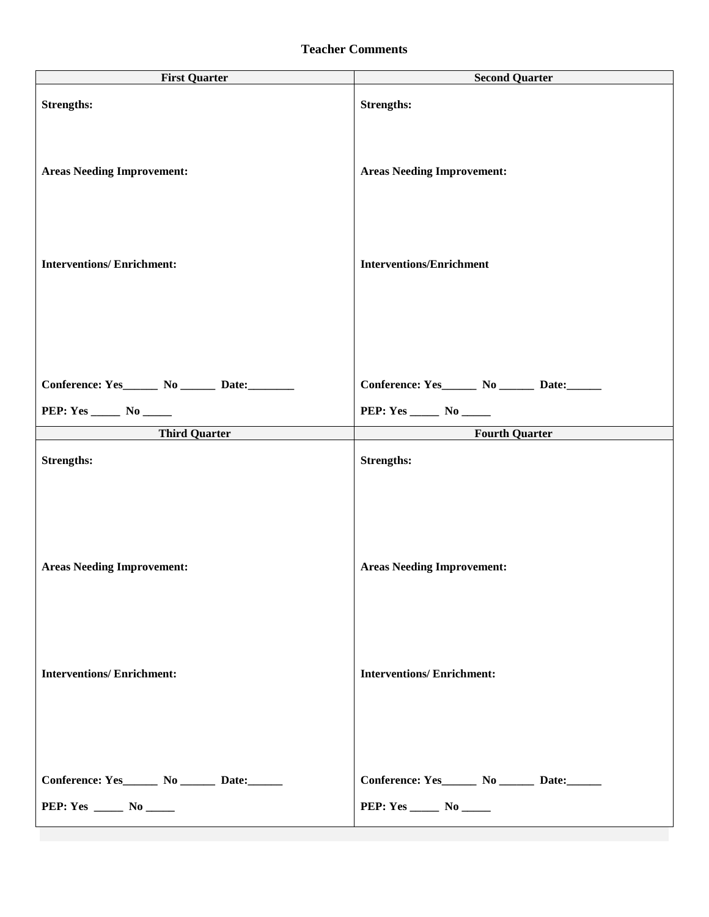**Teacher Comments**

| First Quarter | Second Quarter |
| --- | --- |
| **Strengths:**<br><br>**Areas Needing Improvement:**<br><br>**Interventions/ Enrichment:**<br><br>**Conference: Yes______ No ______ Date:________**<br><br>**PEP: Yes _____ No _____** | **Strengths:**<br><br>**Areas Needing Improvement:**<br><br>**Interventions/Enrichment**<br><br>**Conference: Yes______ No ______ Date:______**<br><br>**PEP: Yes _____ No _____** |
| **Third Quarter** | **Fourth Quarter** |
| **Strengths:**<br><br>**Areas Needing Improvement:**<br><br>**Interventions/ Enrichment:**<br><br>**Conference: Yes______ No ______ Date:______**<br><br>**PEP: Yes _____ No _____** | **Strengths:**<br><br>**Areas Needing Improvement:**<br><br>**Interventions/ Enrichment:**<br><br>**Conference: Yes______ No ______ Date:______**<br><br>**PEP: Yes _____ No _____** |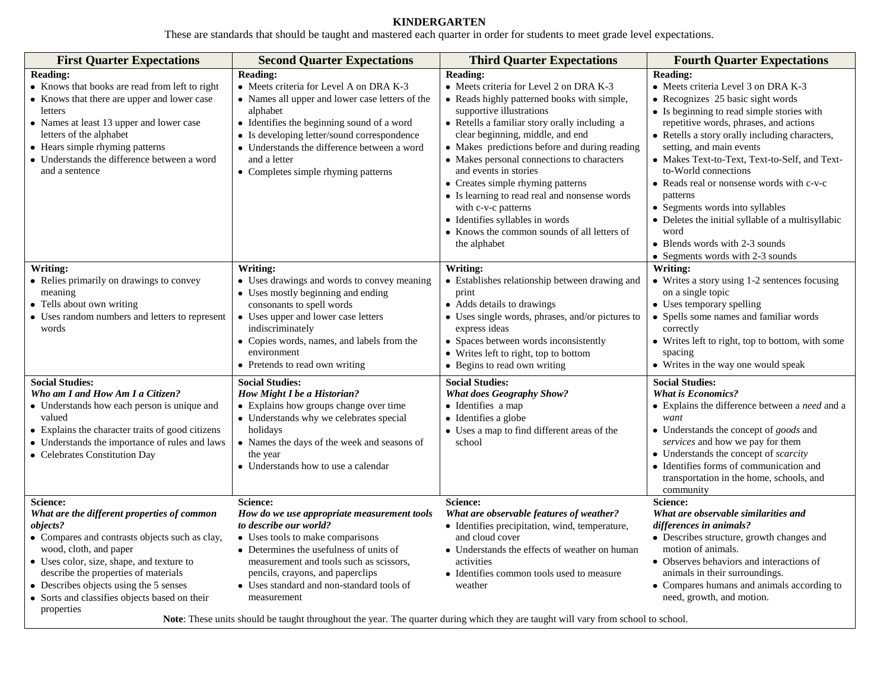# KINDERGARTEN

These are standards that should be taught and mastered each quarter in order for students to meet grade level expectations.

| First Quarter Expectations | Second Quarter Expectations | Third Quarter Expectations | Fourth Quarter Expectations |
|---|---|---|---|
| **Reading:**<br>• Knows that books are read from left to right<br>• Knows that there are upper and lower case letters<br>• Names at least 13 upper and lower case letters of the alphabet<br>• Hears simple rhyming patterns<br>• Understands the difference between a word and a sentence | **Reading:**<br>• Meets criteria for Level A on DRA K-3<br>• Names all upper and lower case letters of the alphabet<br>• Identifies the beginning sound of a word<br>• Is developing letter/sound correspondence<br>• Understands the difference between a word and a letter<br>• Completes simple rhyming patterns | **Reading:**<br>• Meets criteria for Level 2 on DRA K-3<br>• Reads highly patterned books with simple, supportive illustrations<br>• Retells a familiar story orally including a clear beginning, middle, and end<br>• Makes predictions before and during reading<br>• Makes personal connections to characters and events in stories<br>• Creates simple rhyming patterns<br>• Is learning to read real and nonsense words with c-v-c patterns<br>• Identifies syllables in words<br>• Knows the common sounds of all letters of the alphabet | **Reading:**<br>• Meets criteria Level 3 on DRA K-3<br>• Recognizes 25 basic sight words<br>• Is beginning to read simple stories with repetitive words, phrases, and actions<br>• Retells a story orally including characters, setting, and main events<br>• Makes Text-to-Text, Text-to-Self, and Text-to-World connections<br>• Reads real or nonsense words with c-v-c patterns<br>• Segments words into syllables<br>• Deletes the initial syllable of a multisyllabic word<br>• Blends words with 2-3 sounds<br>• Segments words with 2-3 sounds |
| **Writing:**<br>• Relies primarily on drawings to convey meaning<br>• Tells about own writing<br>• Uses random numbers and letters to represent words | **Writing:**<br>• Uses drawings and words to convey meaning<br>• Uses mostly beginning and ending consonants to spell words<br>• Uses upper and lower case letters indiscriminately<br>• Copies words, names, and labels from the environment<br>• Pretends to read own writing | **Writing:**<br>• Establishes relationship between drawing and print<br>• Adds details to drawings<br>• Uses single words, phrases, and/or pictures to express ideas<br>• Spaces between words inconsistently<br>• Writes left to right, top to bottom<br>• Begins to read own writing | **Writing:**<br>• Writes a story using 1-2 sentences focusing on a single topic<br>• Uses temporary spelling<br>• Spells some names and familiar words correctly<br>• Writes left to right, top to bottom, with some spacing<br>• Writes in the way one would speak |
| **Social Studies:**<br>***Who am I and How Am I a Citizen?***<br>• Understands how each person is unique and valued<br>• Explains the character traits of good citizens<br>• Understands the importance of rules and laws<br>• Celebrates Constitution Day | **Social Studies:**<br>***How Might I be a Historian?***<br>• Explains how groups change over time<br>• Understands why we celebrates special holidays<br>• Names the days of the week and seasons of the year<br>• Understands how to use a calendar | **Social Studies:**<br>***What does Geography Show?***<br>• Identifies a map<br>• Identifies a globe<br>• Uses a map to find different areas of the school | **Social Studies:**<br>***What is Economics?***<br>• Explains the difference between a *need* and a *want*<br>• Understands the concept of *goods* and *services* and how we pay for them<br>• Understands the concept of *scarcity*<br>• Identifies forms of communication and transportation in the home, schools, and community |
| **Science:**<br>***What are the different properties of common objects?***<br>• Compares and contrasts objects such as clay, wood, cloth, and paper<br>• Uses color, size, shape, and texture to describe the properties of materials<br>• Describes objects using the 5 senses<br>• Sorts and classifies objects based on their properties | **Science:**<br>***How do we use appropriate measurement tools to describe our world?***<br>• Uses tools to make comparisons<br>• Determines the usefulness of units of measurement and tools such as scissors, pencils, crayons, and paperclips<br>• Uses standard and non-standard tools of measurement | **Science:**<br>***What are observable features of weather?***<br>• Identifies precipitation, wind, temperature, and cloud cover<br>• Understands the effects of weather on human activities<br>• Identifies common tools used to measure weather | **Science:**<br>***What are observable similarities and differences in animals?***<br>• Describes structure, growth changes and motion of animals.<br>• Observes behaviors and interactions of animals in their surroundings.<br>• Compares humans and animals according to need, growth, and motion. |

**Note**: These units should be taught throughout the year. The quarter during which they are taught will vary from school to school.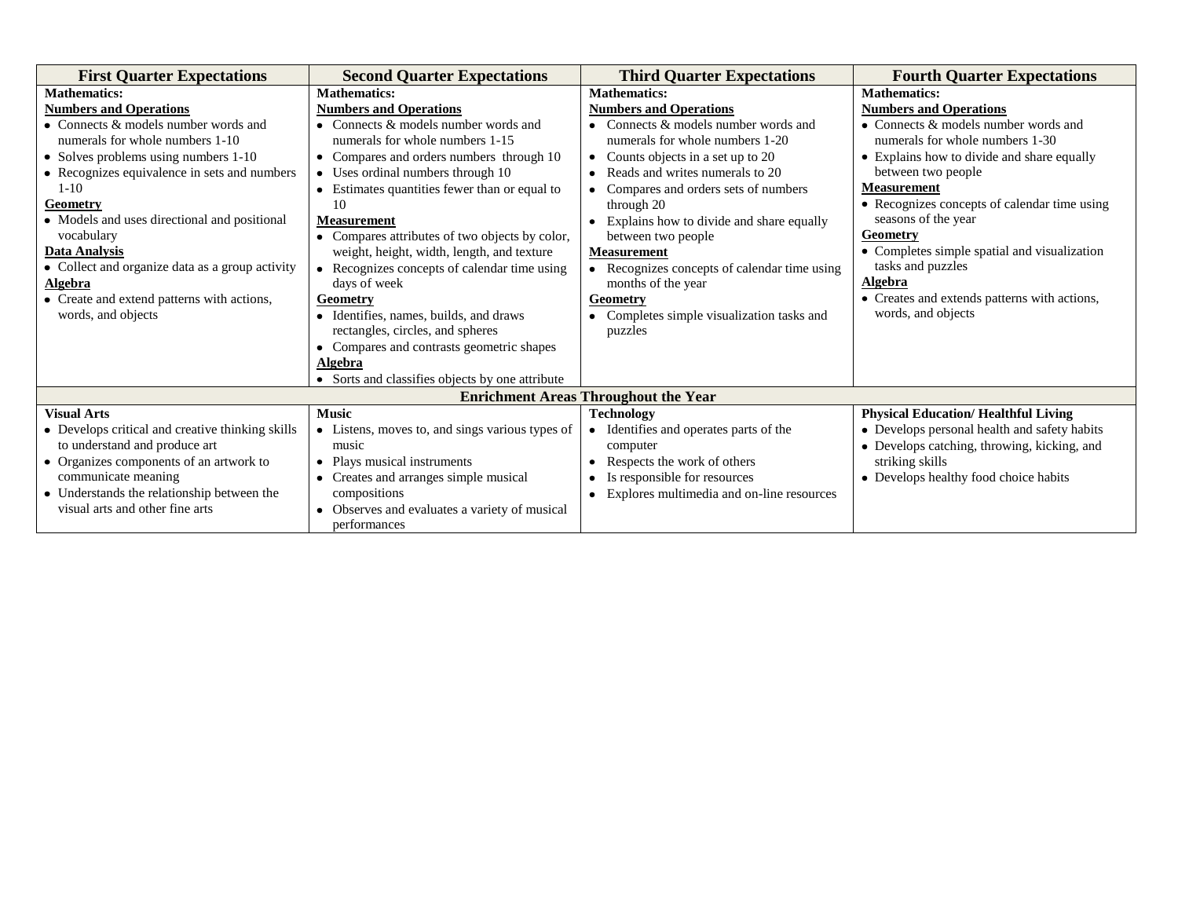| First Quarter Expectations | Second Quarter Expectations | Third Quarter Expectations | Fourth Quarter Expectations |
|---|---|---|---|
| **Mathematics:**<br>**Numbers and Operations**<br>• Connects & models number words and numerals for whole numbers 1-10<br>• Solves problems using numbers 1-10<br>• Recognizes equivalence in sets and numbers 1-10<br>**Geometry**<br>• Models and uses directional and positional vocabulary<br>**Data Analysis**<br>• Collect and organize data as a group activity<br>**Algebra**<br>• Create and extend patterns with actions, words, and objects | **Mathematics:**<br>**Numbers and Operations**<br>• Connects & models number words and numerals for whole numbers 1-15<br>• Compares and orders numbers through 10<br>• Uses ordinal numbers through 10<br>• Estimates quantities fewer than or equal to 10<br>**Measurement**<br>• Compares attributes of two objects by color, weight, height, width, length, and texture<br>• Recognizes concepts of calendar time using days of week<br>**Geometry**<br>• Identifies, names, builds, and draws rectangles, circles, and spheres<br>• Compares and contrasts geometric shapes<br>**Algebra**<br>• Sorts and classifies objects by one attribute | **Mathematics:**<br>**Numbers and Operations**<br>• Connects & models number words and numerals for whole numbers 1-20<br>• Counts objects in a set up to 20<br>• Reads and writes numerals to 20<br>• Compares and orders sets of numbers through 20<br>• Explains how to divide and share equally between two people<br>**Measurement**<br>• Recognizes concepts of calendar time using months of the year<br>**Geometry**<br>• Completes simple visualization tasks and puzzles | **Mathematics:**<br>**Numbers and Operations**<br>• Connects & models number words and numerals for whole numbers 1-30<br>• Explains how to divide and share equally between two people<br>**Measurement**<br>• Recognizes concepts of calendar time using seasons of the year<br>**Geometry**<br>• Completes simple spatial and visualization tasks and puzzles<br>**Algebra**<br>• Creates and extends patterns with actions, words, and objects |
| **Enrichment Areas Throughout the Year** | | | |
| **Visual Arts**<br>• Develops critical and creative thinking skills to understand and produce art<br>• Organizes components of an artwork to communicate meaning<br>• Understands the relationship between the visual arts and other fine arts | **Music**<br>• Listens, moves to, and sings various types of music<br>• Plays musical instruments<br>• Creates and arranges simple musical compositions<br>• Observes and evaluates a variety of musical performances | **Technology**<br>• Identifies and operates parts of the computer<br>• Respects the work of others<br>• Is responsible for resources<br>• Explores multimedia and on-line resources | **Physical Education/ Healthful Living**<br>• Develops personal health and safety habits<br>• Develops catching, throwing, kicking, and striking skills<br>• Develops healthy food choice habits |